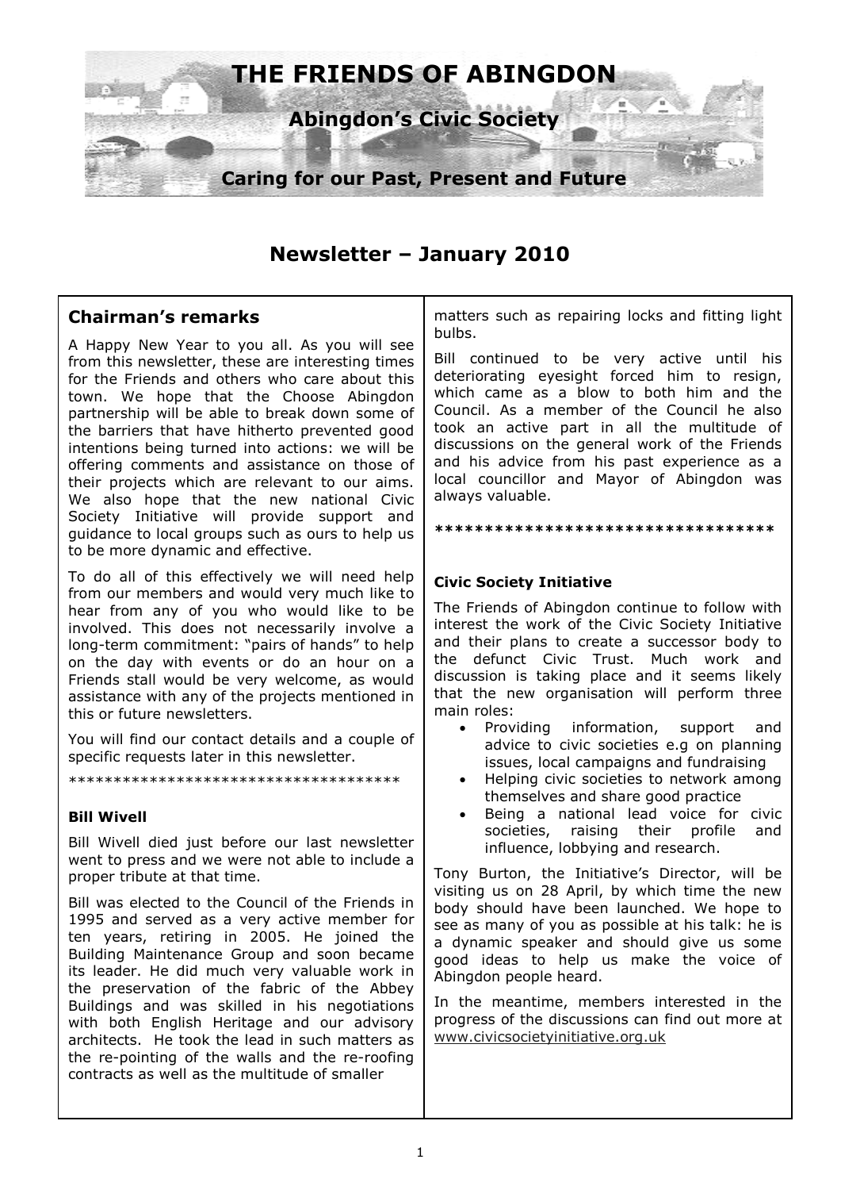# THE FRIENDS OF ABINGDON

**Abingdon's Civic Society**

**Caring for our Past, Present and Future**

## Newsletter – January 2010

### Chairman's remarks

A Happy New Year to you all. As you will see from this newsletter, these are interesting times for the Friends and others who care about this town. We hope that the Choose Abingdon partnership will be able to break down some of the barriers that have hitherto prevented good intentions being turned into actions: we will be offering comments and assistance on those of their projects which are relevant to our aims. We also hope that the new national Civic Society Initiative will provide support and guidance to local groups such as ours to help us to be more dynamic and effective.

To do all of this effectively we will need help from our members and would very much like to hear from any of you who would like to be involved. This does not necessarily involve a long-term commitment: "pairs of hands" to help on the day with events or do an hour on a Friends stall would be very welcome, as would assistance with any of the projects mentioned in this or future newsletters.

You will find our contact details and a couple of specific requests later in this newsletter.

*************************************

**Bill Wivell**

Bill Wivell died just before our last newsletter went to press and we were not able to include a proper tribute at that time.

Bill was elected to the Council of the Friends in 1995 and served as a very active member for ten years, retiring in 2005. He joined the Building Maintenance Group and soon became its leader. He did much very valuable work in the preservation of the fabric of the Abbey Buildings and was skilled in his negotiations with both English Heritage and our advisory architects. He took the lead in such matters as the re-pointing of the walls and the re-roofing contracts as well as the multitude of smaller matters such as repairing locks and fitting light bulbs.

Bill continued to be very active until his deteriorating eyesight forced him to resign, which came as a blow to both him and the Council. As a member of the Council he also took an active part in all the multitude of discussions on the general work of the Friends and his advice from his past experience as a local councillor and Mayor of Abingdon was always valuable.

**********************************

**Civic Society Initiative**

The Friends of Abingdon continue to follow with interest the work of the Civic Society Initiative and their plans to create a successor body to the defunct Civic Trust. Much work and discussion is taking place and it seems likely that the new organisation will perform three main roles:

- Providing information, support and advice to civic societies e.g on planning issues, local campaigns and fundraising
- Helping civic societies to network among themselves and share good practice
- Being a national lead voice for civic societies, raising their profile and influence, lobbying and research.

Tony Burton, the Initiative's Director, will be visiting us on 28 April, by which time the new body should have been launched. We hope to see as many of you as possible at his talk: he is a dynamic speaker and should give us some good ideas to help us make the voice of Abingdon people heard.

In the meantime, members interested in the progress of the discussions can find out more at www.civicsocietyinitiative.org.uk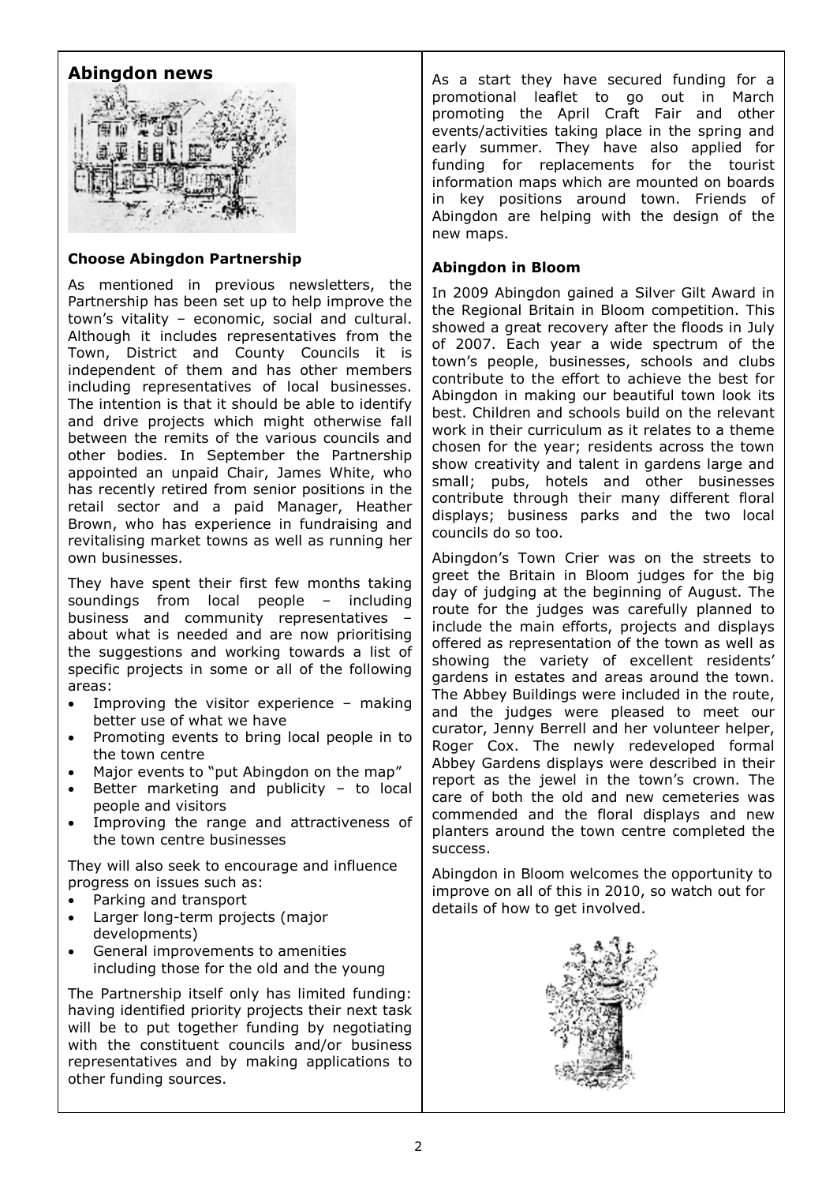## Abingdon news

### Choose Abingdon Partnership

As mentioned in previous newsletters, the Partnership has been set up to help improve the town's vitality – economic, social and cultural. Although it includes representatives from the Town, District and County Councils it is independent of them and has other members including representatives of local businesses. The intention is that it should be able to identify and drive projects which might otherwise fall between the remits of the various councils and other bodies. In September the Partnership appointed an unpaid Chair, James White, who has recently retired from senior positions in the retail sector and a paid Manager, Heather Brown, who has experience in fundraising and revitalising market towns as well as running her own businesses.

They have spent their first few months taking soundings from local people – including business and community representatives – about what is needed and are now prioritising the suggestions and working towards a list of specific projects in some or all of the following areas:

- Improving the visitor experience – making better use of what we have
- Promoting events to bring local people in to the town centre
- Major events to "put Abingdon on the map"
- Better marketing and publicity – to local people and visitors
- Improving the range and attractiveness of the town centre businesses

They will also seek to encourage and influence progress on issues such as:

- Parking and transport
- Larger long-term projects (major developments)
- General improvements to amenities including those for the old and the young

The Partnership itself only has limited funding: having identified priority projects their next task will be to put together funding by negotiating with the constituent councils and/or business representatives and by making applications to other funding sources.

As a start they have secured funding for a promotional leaflet to go out in March promoting the April Craft Fair and other events/activities taking place in the spring and early summer. They have also applied for funding for replacements for the tourist information maps which are mounted on boards in key positions around town. Friends of Abingdon are helping with the design of the new maps.

### Abingdon in Bloom

In 2009 Abingdon gained a Silver Gilt Award in the Regional Britain in Bloom competition. This showed a great recovery after the floods in July of 2007. Each year a wide spectrum of the town's people, businesses, schools and clubs contribute to the effort to achieve the best for Abingdon in making our beautiful town look its best. Children and schools build on the relevant work in their curriculum as it relates to a theme chosen for the year; residents across the town show creativity and talent in gardens large and small; pubs, hotels and other businesses contribute through their many different floral displays; business parks and the two local councils do so too.

Abingdon's Town Crier was on the streets to greet the Britain in Bloom judges for the big day of judging at the beginning of August. The route for the judges was carefully planned to include the main efforts, projects and displays offered as representation of the town as well as showing the variety of excellent residents' gardens in estates and areas around the town. The Abbey Buildings were included in the route, and the judges were pleased to meet our curator, Jenny Berrell and her volunteer helper, Roger Cox. The newly redeveloped formal Abbey Gardens displays were described in their report as the jewel in the town's crown. The care of both the old and new cemeteries was commended and the floral displays and new planters around the town centre completed the success.

Abingdon in Bloom welcomes the opportunity to improve on all of this in 2010, so watch out for details of how to get involved.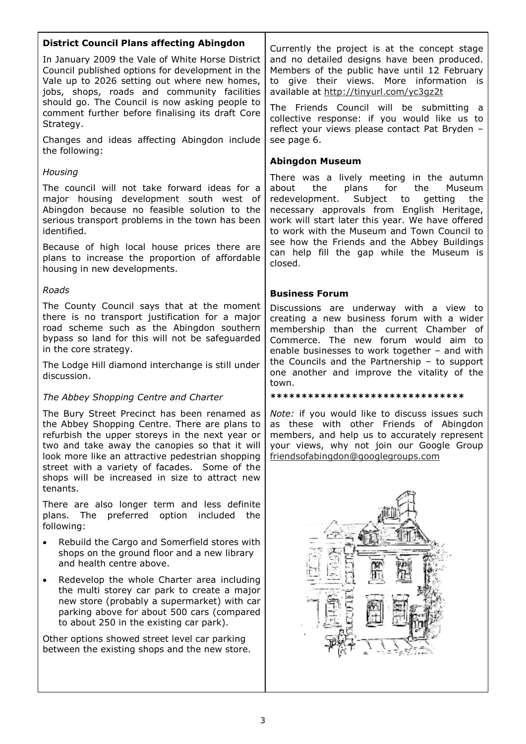### District Council Plans affecting Abingdon

In January 2009 the Vale of White Horse District Council published options for development in the Vale up to 2026 setting out where new homes, jobs, shops, roads and community facilities should go. The Council is now asking people to comment further before finalising its draft Core Strategy.

Changes and ideas affecting Abingdon include the following:

*Housing*

The council will not take forward ideas for a major housing development south west of Abingdon because no feasible solution to the serious transport problems in the town has been identified.

Because of high local house prices there are plans to increase the proportion of affordable housing in new developments.

*Roads*

The County Council says that at the moment there is no transport justification for a major road scheme such as the Abingdon southern bypass so land for this will not be safeguarded in the core strategy.

The Lodge Hill diamond interchange is still under discussion.

*The Abbey Shopping Centre and Charter*

The Bury Street Precinct has been renamed as the Abbey Shopping Centre. There are plans to refurbish the upper storeys in the next year or two and take away the canopies so that it will look more like an attractive pedestrian shopping street with a variety of facades. Some of the shops will be increased in size to attract new tenants.

There are also longer term and less definite plans. The preferred option included the following:

- Rebuild the Cargo and Somerfield stores with shops on the ground floor and a new library and health centre above.
- Redevelop the whole Charter area including the multi storey car park to create a major new store (probably a supermarket) with car parking above for about 500 cars (compared to about 250 in the existing car park).

Other options showed street level car parking between the existing shops and the new store.

Currently the project is at the concept stage and no detailed designs have been produced. Members of the public have until 12 February to give their views. More information is available at http://tinyurl.com/yc3gz2t

The Friends Council will be submitting a collective response: if you would like us to reflect your views please contact Pat Bryden – see page 6.

### Abingdon Museum

There was a lively meeting in the autumn about the plans for the Museum redevelopment. Subject to getting the necessary approvals from English Heritage, work will start later this year. We have offered to work with the Museum and Town Council to see how the Friends and the Abbey Buildings can help fill the gap while the Museum is closed.

### Business Forum

Discussions are underway with a view to creating a new business forum with a wider membership than the current Chamber of Commerce. The new forum would aim to enable businesses to work together – and with the Councils and the Partnership – to support one another and improve the vitality of the town.

*******************************

*Note:* if you would like to discuss issues such as these with other Friends of Abingdon members, and help us to accurately represent your views, why not join our Google Group friendsofabingdon@googlegroups.com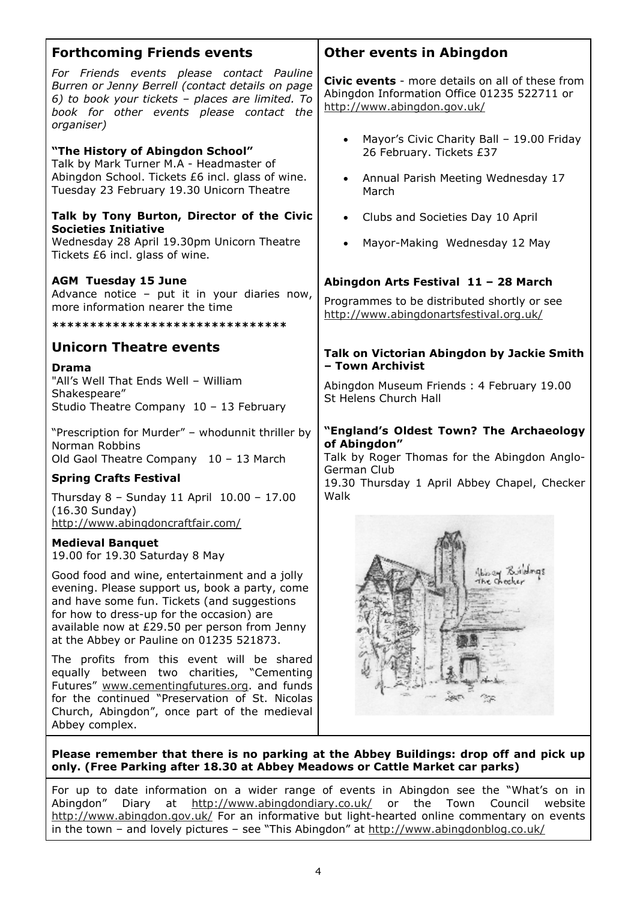## Forthcoming Friends events

*For Friends events please contact Pauline Burren or Jenny Berrell (contact details on page 6) to book your tickets – places are limited. To book for other events please contact the organiser)*

**"The History of Abingdon School"**
Talk by Mark Turner M.A - Headmaster of Abingdon School. Tickets £6 incl. glass of wine. Tuesday 23 February 19.30 Unicorn Theatre

**Talk by Tony Burton, Director of the Civic Societies Initiative**
Wednesday 28 April 19.30pm Unicorn Theatre Tickets £6 incl. glass of wine.

**AGM Tuesday 15 June**
Advance notice – put it in your diaries now, more information nearer the time

*******************************

## Unicorn Theatre events

### Drama

"All's Well That Ends Well – William Shakespeare"
Studio Theatre Company 10 – 13 February

"Prescription for Murder" – whodunnit thriller by Norman Robbins
Old Gaol Theatre Company 10 – 13 March

### Spring Crafts Festival

Thursday 8 – Sunday 11 April 10.00 – 17.00 (16.30 Sunday)
http://www.abingdoncraftfair.com/

### Medieval Banquet

19.00 for 19.30 Saturday 8 May

Good food and wine, entertainment and a jolly evening. Please support us, book a party, come and have some fun. Tickets (and suggestions for how to dress-up for the occasion) are available now at £29.50 per person from Jenny at the Abbey or Pauline on 01235 521873.

The profits from this event will be shared equally between two charities, "Cementing Futures" www.cementingfutures.org. and funds for the continued "Preservation of St. Nicolas Church, Abingdon", once part of the medieval Abbey complex.

## Other events in Abingdon

**Civic events** - more details on all of these from Abingdon Information Office 01235 522711 or http://www.abingdon.gov.uk/

- Mayor's Civic Charity Ball – 19.00 Friday 26 February. Tickets £37
- Annual Parish Meeting Wednesday 17 March
- Clubs and Societies Day 10 April
- Mayor-Making Wednesday 12 May

**Abingdon Arts Festival 11 – 28 March**

Programmes to be distributed shortly or see http://www.abingdonartsfestival.org.uk/

**Talk on Victorian Abingdon by Jackie Smith – Town Archivist**

Abingdon Museum Friends : 4 February 19.00 St Helens Church Hall

**"England's Oldest Town? The Archaeology of Abingdon"**
Talk by Roger Thomas for the Abingdon Anglo-German Club
19.30 Thursday 1 April Abbey Chapel, Checker Walk

**Please remember that there is no parking at the Abbey Buildings: drop off and pick up only. (Free Parking after 18.30 at Abbey Meadows or Cattle Market car parks)**

For up to date information on a wider range of events in Abingdon see the "What's on in Abingdon" Diary at http://www.abingdondiary.co.uk/ or the Town Council website http://www.abingdon.gov.uk/ For an informative but light-hearted online commentary on events in the town – and lovely pictures – see "This Abingdon" at http://www.abingdonblog.co.uk/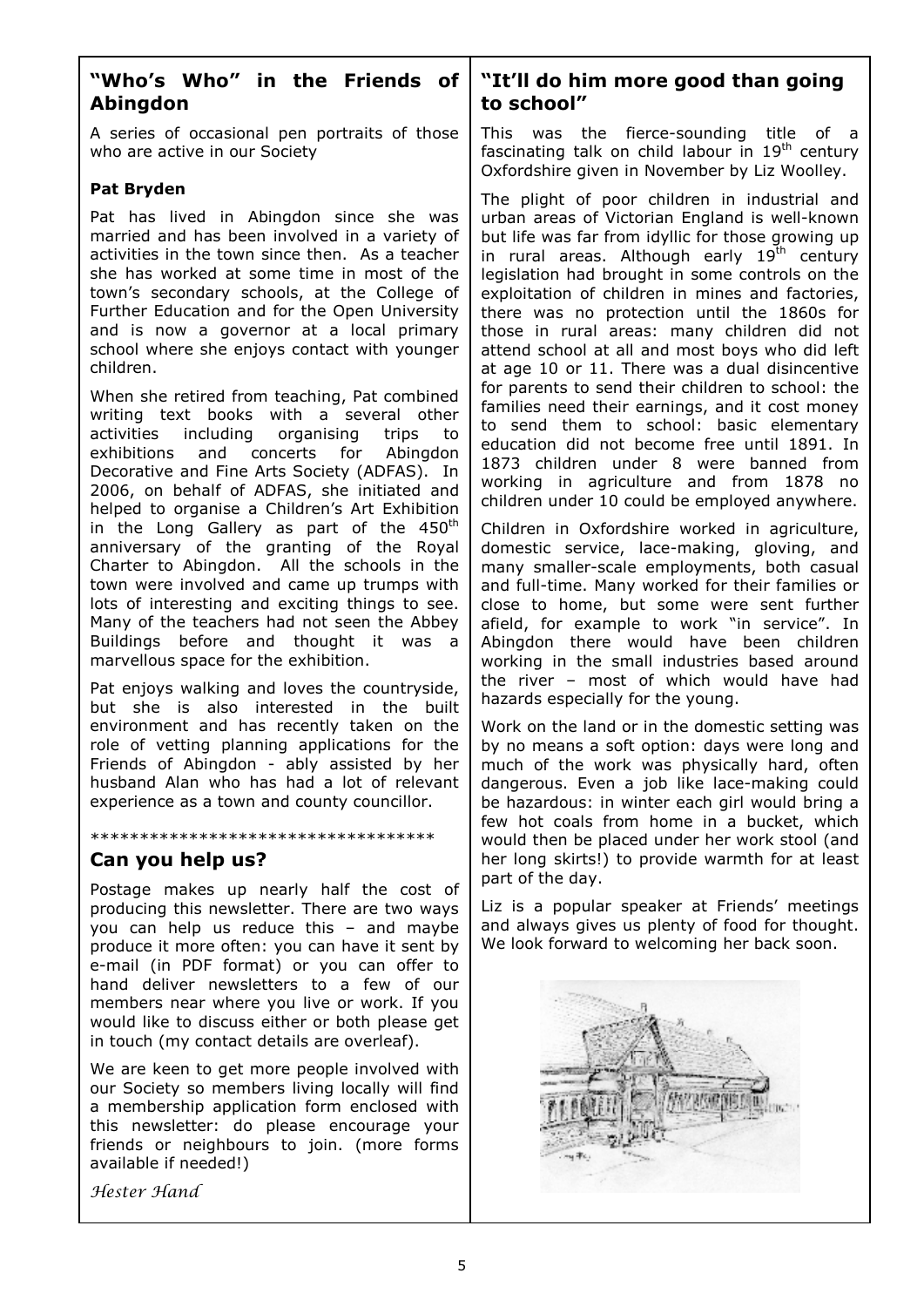## "Who's Who" in the Friends of Abingdon

A series of occasional pen portraits of those who are active in our Society

**Pat Bryden**

Pat has lived in Abingdon since she was married and has been involved in a variety of activities in the town since then. As a teacher she has worked at some time in most of the town's secondary schools, at the College of Further Education and for the Open University and is now a governor at a local primary school where she enjoys contact with younger children.

When she retired from teaching, Pat combined writing text books with a several other activities including organising trips to exhibitions and concerts for Abingdon Decorative and Fine Arts Society (ADFAS). In 2006, on behalf of ADFAS, she initiated and helped to organise a Children's Art Exhibition in the Long Gallery as part of the 450th anniversary of the granting of the Royal Charter to Abingdon. All the schools in the town were involved and came up trumps with lots of interesting and exciting things to see. Many of the teachers had not seen the Abbey Buildings before and thought it was a marvellous space for the exhibition.

Pat enjoys walking and loves the countryside, but she is also interested in the built environment and has recently taken on the role of vetting planning applications for the Friends of Abingdon - ably assisted by her husband Alan who has had a lot of relevant experience as a town and county councillor.

************************************

## Can you help us?

Postage makes up nearly half the cost of producing this newsletter. There are two ways you can help us reduce this – and maybe produce it more often: you can have it sent by e-mail (in PDF format) or you can offer to hand deliver newsletters to a few of our members near where you live or work. If you would like to discuss either or both please get in touch (my contact details are overleaf).

We are keen to get more people involved with our Society so members living locally will find a membership application form enclosed with this newsletter: do please encourage your friends or neighbours to join. (more forms available if needed!)

*Hester Hand*

## "It'll do him more good than going to school"

This was the fierce-sounding title of a fascinating talk on child labour in 19th century Oxfordshire given in November by Liz Woolley.

The plight of poor children in industrial and urban areas of Victorian England is well-known but life was far from idyllic for those growing up in rural areas. Although early 19th century legislation had brought in some controls on the exploitation of children in mines and factories, there was no protection until the 1860s for those in rural areas: many children did not attend school at all and most boys who did left at age 10 or 11. There was a dual disincentive for parents to send their children to school: the families need their earnings, and it cost money to send them to school: basic elementary education did not become free until 1891. In 1873 children under 8 were banned from working in agriculture and from 1878 no children under 10 could be employed anywhere.

Children in Oxfordshire worked in agriculture, domestic service, lace-making, gloving, and many smaller-scale employments, both casual and full-time. Many worked for their families or close to home, but some were sent further afield, for example to work "in service". In Abingdon there would have been children working in the small industries based around the river – most of which would have had hazards especially for the young.

Work on the land or in the domestic setting was by no means a soft option: days were long and much of the work was physically hard, often dangerous. Even a job like lace-making could be hazardous: in winter each girl would bring a few hot coals from home in a bucket, which would then be placed under her work stool (and her long skirts!) to provide warmth for at least part of the day.

Liz is a popular speaker at Friends' meetings and always gives us plenty of food for thought. We look forward to welcoming her back soon.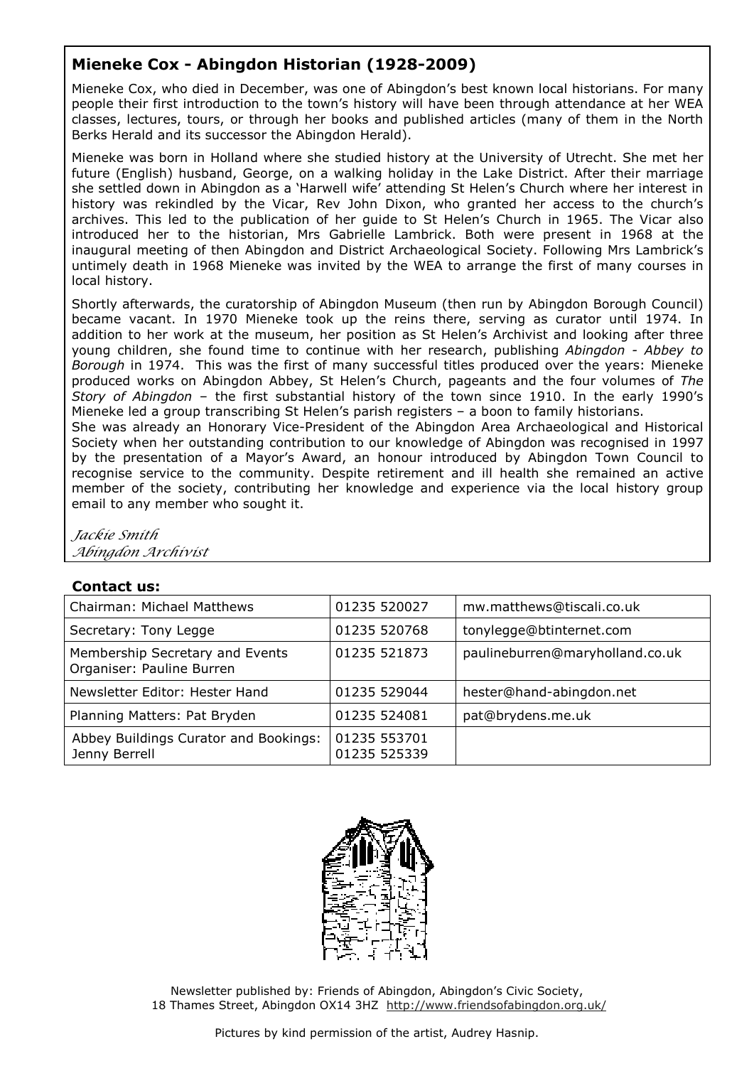## Mieneke Cox - Abingdon Historian (1928-2009)

Mieneke Cox, who died in December, was one of Abingdon's best known local historians. For many people their first introduction to the town's history will have been through attendance at her WEA classes, lectures, tours, or through her books and published articles (many of them in the North Berks Herald and its successor the Abingdon Herald).

Mieneke was born in Holland where she studied history at the University of Utrecht. She met her future (English) husband, George, on a walking holiday in the Lake District. After their marriage she settled down in Abingdon as a 'Harwell wife' attending St Helen's Church where her interest in history was rekindled by the Vicar, Rev John Dixon, who granted her access to the church's archives. This led to the publication of her guide to St Helen's Church in 1965. The Vicar also introduced her to the historian, Mrs Gabrielle Lambrick. Both were present in 1968 at the inaugural meeting of then Abingdon and District Archaeological Society. Following Mrs Lambrick's untimely death in 1968 Mieneke was invited by the WEA to arrange the first of many courses in local history.

Shortly afterwards, the curatorship of Abingdon Museum (then run by Abingdon Borough Council) became vacant. In 1970 Mieneke took up the reins there, serving as curator until 1974. In addition to her work at the museum, her position as St Helen's Archivist and looking after three young children, she found time to continue with her research, publishing *Abingdon - Abbey to Borough* in 1974. This was the first of many successful titles produced over the years: Mieneke produced works on Abingdon Abbey, St Helen's Church, pageants and the four volumes of *The Story of Abingdon* – the first substantial history of the town since 1910. In the early 1990's Mieneke led a group transcribing St Helen's parish registers – a boon to family historians.

She was already an Honorary Vice-President of the Abingdon Area Archaeological and Historical Society when her outstanding contribution to our knowledge of Abingdon was recognised in 1997 by the presentation of a Mayor's Award, an honour introduced by Abingdon Town Council to recognise service to the community. Despite retirement and ill health she remained an active member of the society, contributing her knowledge and experience via the local history group email to any member who sought it.

*Jackie Smith*
*Abingdon Archivist*

**Contact us:**

| | | |
|---|---|---|
| Chairman: Michael Matthews | 01235 520027 | mw.matthews@tiscali.co.uk |
| Secretary: Tony Legge | 01235 520768 | tonylegge@btinternet.com |
| Membership Secretary and Events Organiser: Pauline Burren | 01235 521873 | paulineburren@maryholland.co.uk |
| Newsletter Editor: Hester Hand | 01235 529044 | hester@hand-abingdon.net |
| Planning Matters: Pat Bryden | 01235 524081 | pat@brydens.me.uk |
| Abbey Buildings Curator and Bookings: Jenny Berrell | 01235 553701<br>01235 525339 | |

Newsletter published by: Friends of Abingdon, Abingdon's Civic Society,
18 Thames Street, Abingdon OX14 3HZ http://www.friendsofabingdon.org.uk/

Pictures by kind permission of the artist, Audrey Hasnip.